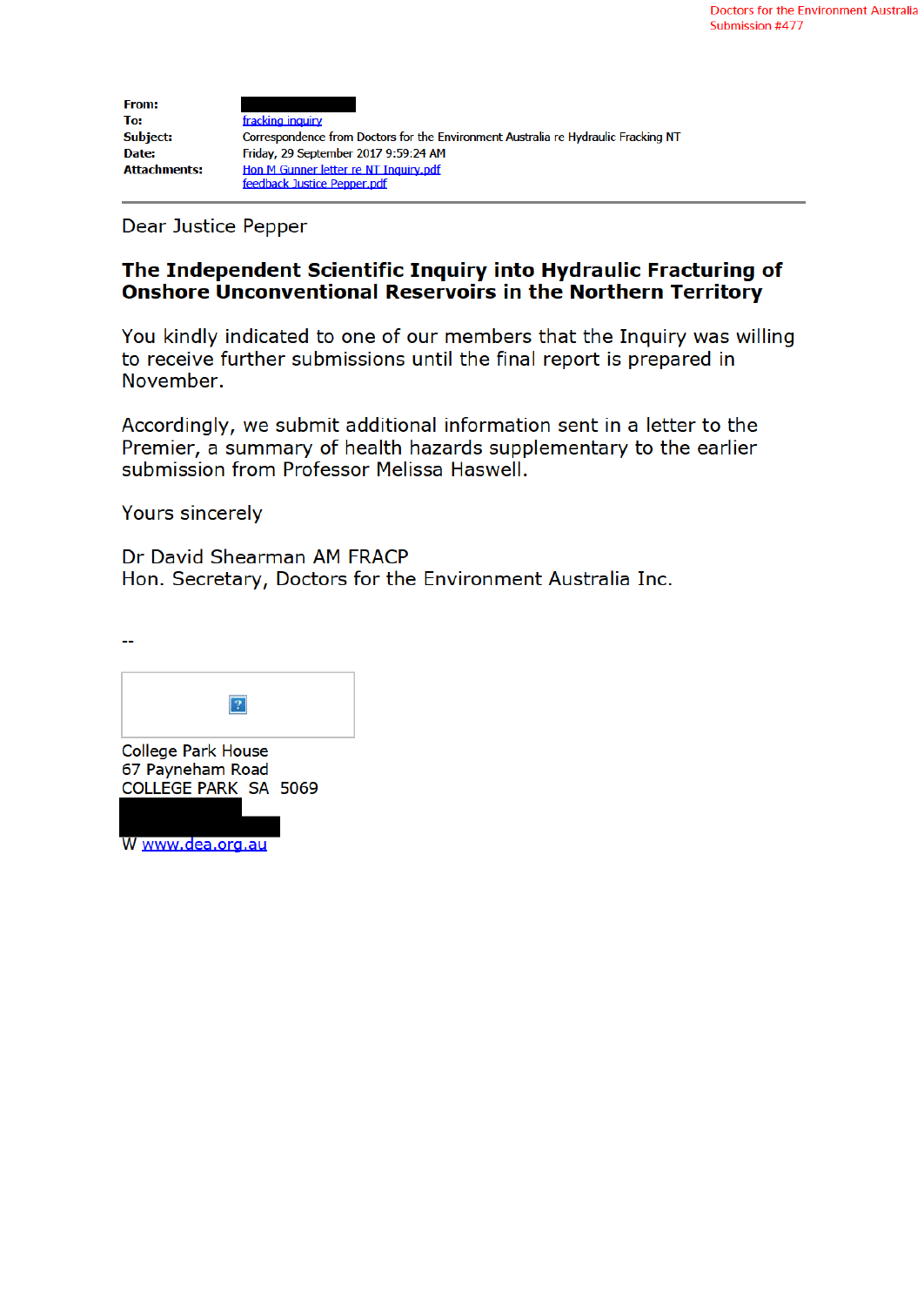Doctors for the Environment Australia
Submission #477

**From:**
**To:** fracking inquiry
**Subject:** Correspondence from Doctors for the Environment Australia re Hydraulic Fracking NT
**Date:** Friday, 29 September 2017 9:59:24 AM
**Attachments:** Hon M Gunner letter re NT Inquiry.pdf
feedback Justice Pepper.pdf

---

Dear Justice Pepper

**The Independent Scientific Inquiry into Hydraulic Fracturing of Onshore Unconventional Reservoirs in the Northern Territory**

You kindly indicated to one of our members that the Inquiry was willing to receive further submissions until the final report is prepared in November.

Accordingly, we submit additional information sent in a letter to the Premier, a summary of health hazards supplementary to the earlier submission from Professor Melissa Haswell.

Yours sincerely

Dr David Shearman AM FRACP
Hon. Secretary, Doctors for the Environment Australia Inc.

--

College Park House
67 Payneham Road
COLLEGE PARK SA 5069

W www.dea.org.au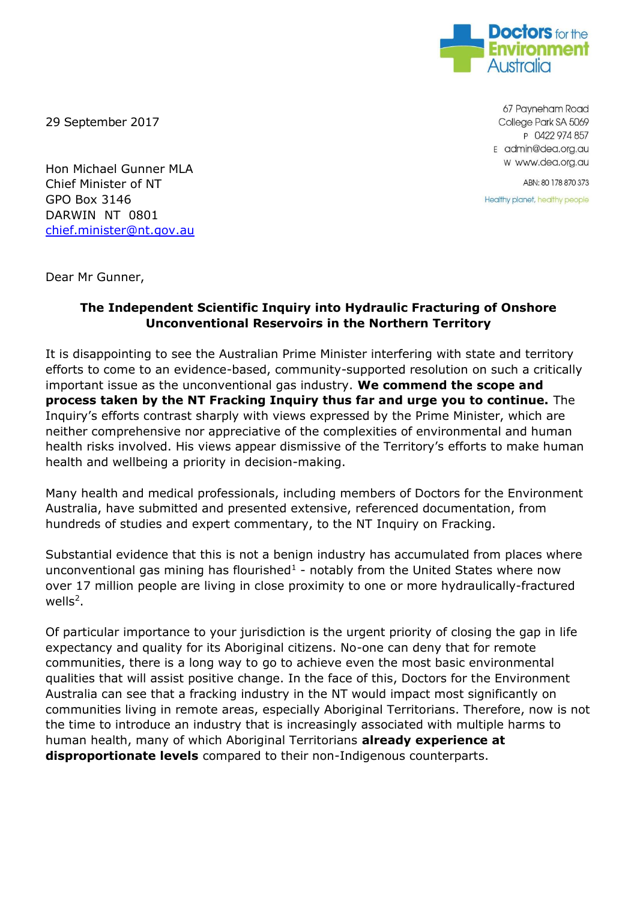29 September 2017

67 Payneham Road
College Park SA 5069
P 0422 974 857
E admin@dea.org.au
W www.dea.org.au

ABN: 80 178 870 373

Healthy planet, healthy people

Hon Michael Gunner MLA
Chief Minister of NT
GPO Box 3146
DARWIN NT 0801
chief.minister@nt.gov.au

Dear Mr Gunner,

**The Independent Scientific Inquiry into Hydraulic Fracturing of Onshore Unconventional Reservoirs in the Northern Territory**

It is disappointing to see the Australian Prime Minister interfering with state and territory efforts to come to an evidence-based, community-supported resolution on such a critically important issue as the unconventional gas industry. **We commend the scope and process taken by the NT Fracking Inquiry thus far and urge you to continue.** The Inquiry's efforts contrast sharply with views expressed by the Prime Minister, which are neither comprehensive nor appreciative of the complexities of environmental and human health risks involved. His views appear dismissive of the Territory's efforts to make human health and wellbeing a priority in decision-making.

Many health and medical professionals, including members of Doctors for the Environment Australia, have submitted and presented extensive, referenced documentation, from hundreds of studies and expert commentary, to the NT Inquiry on Fracking.

Substantial evidence that this is not a benign industry has accumulated from places where unconventional gas mining has flourished[1] - notably from the United States where now over 17 million people are living in close proximity to one or more hydraulically-fractured wells[2].

Of particular importance to your jurisdiction is the urgent priority of closing the gap in life expectancy and quality for its Aboriginal citizens. No-one can deny that for remote communities, there is a long way to go to achieve even the most basic environmental qualities that will assist positive change. In the face of this, Doctors for the Environment Australia can see that a fracking industry in the NT would impact most significantly on communities living in remote areas, especially Aboriginal Territorians. Therefore, now is not the time to introduce an industry that is increasingly associated with multiple harms to human health, many of which Aboriginal Territorians **already experience at disproportionate levels** compared to their non-Indigenous counterparts.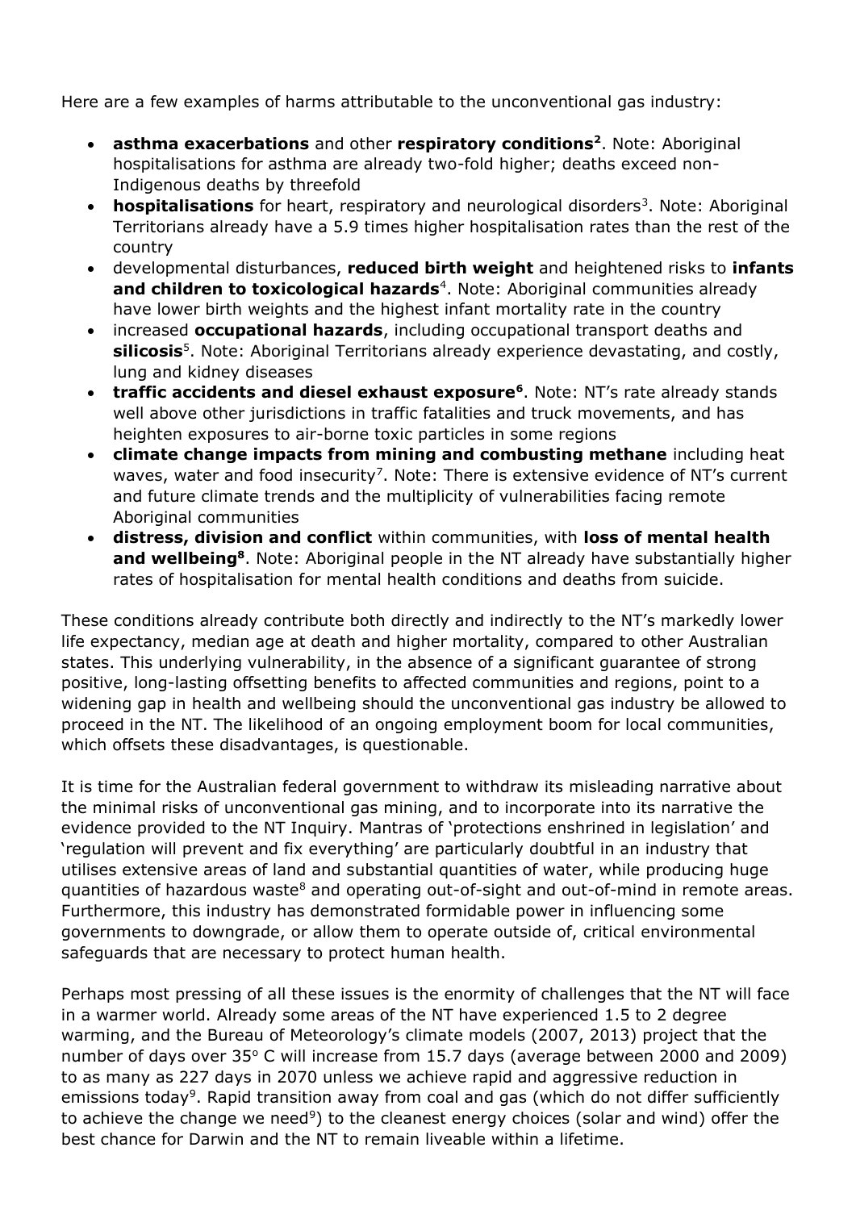Here are a few examples of harms attributable to the unconventional gas industry:

- **asthma exacerbations** and other **respiratory conditions[2]**. Note: Aboriginal hospitalisations for asthma are already two-fold higher; deaths exceed non-Indigenous deaths by threefold
- **hospitalisations** for heart, respiratory and neurological disorders[3]. Note: Aboriginal Territorians already have a 5.9 times higher hospitalisation rates than the rest of the country
- developmental disturbances, **reduced birth weight** and heightened risks to **infants and children to toxicological hazards**[4]. Note: Aboriginal communities already have lower birth weights and the highest infant mortality rate in the country
- increased **occupational hazards**, including occupational transport deaths and **silicosis**[5]. Note: Aboriginal Territorians already experience devastating, and costly, lung and kidney diseases
- **traffic accidents and diesel exhaust exposure[6]**. Note: NT's rate already stands well above other jurisdictions in traffic fatalities and truck movements, and has heighten exposures to air-borne toxic particles in some regions
- **climate change impacts from mining and combusting methane** including heat waves, water and food insecurity[7]. Note: There is extensive evidence of NT's current and future climate trends and the multiplicity of vulnerabilities facing remote Aboriginal communities
- **distress, division and conflict** within communities, with **loss of mental health and wellbeing[8]**. Note: Aboriginal people in the NT already have substantially higher rates of hospitalisation for mental health conditions and deaths from suicide.

These conditions already contribute both directly and indirectly to the NT's markedly lower life expectancy, median age at death and higher mortality, compared to other Australian states. This underlying vulnerability, in the absence of a significant guarantee of strong positive, long-lasting offsetting benefits to affected communities and regions, point to a widening gap in health and wellbeing should the unconventional gas industry be allowed to proceed in the NT. The likelihood of an ongoing employment boom for local communities, which offsets these disadvantages, is questionable.

It is time for the Australian federal government to withdraw its misleading narrative about the minimal risks of unconventional gas mining, and to incorporate into its narrative the evidence provided to the NT Inquiry. Mantras of 'protections enshrined in legislation' and 'regulation will prevent and fix everything' are particularly doubtful in an industry that utilises extensive areas of land and substantial quantities of water, while producing huge quantities of hazardous waste[8] and operating out-of-sight and out-of-mind in remote areas. Furthermore, this industry has demonstrated formidable power in influencing some governments to downgrade, or allow them to operate outside of, critical environmental safeguards that are necessary to protect human health.

Perhaps most pressing of all these issues is the enormity of challenges that the NT will face in a warmer world. Already some areas of the NT have experienced 1.5 to 2 degree warming, and the Bureau of Meteorology's climate models (2007, 2013) project that the number of days over 35° C will increase from 15.7 days (average between 2000 and 2009) to as many as 227 days in 2070 unless we achieve rapid and aggressive reduction in emissions today[9]. Rapid transition away from coal and gas (which do not differ sufficiently to achieve the change we need[9]) to the cleanest energy choices (solar and wind) offer the best chance for Darwin and the NT to remain liveable within a lifetime.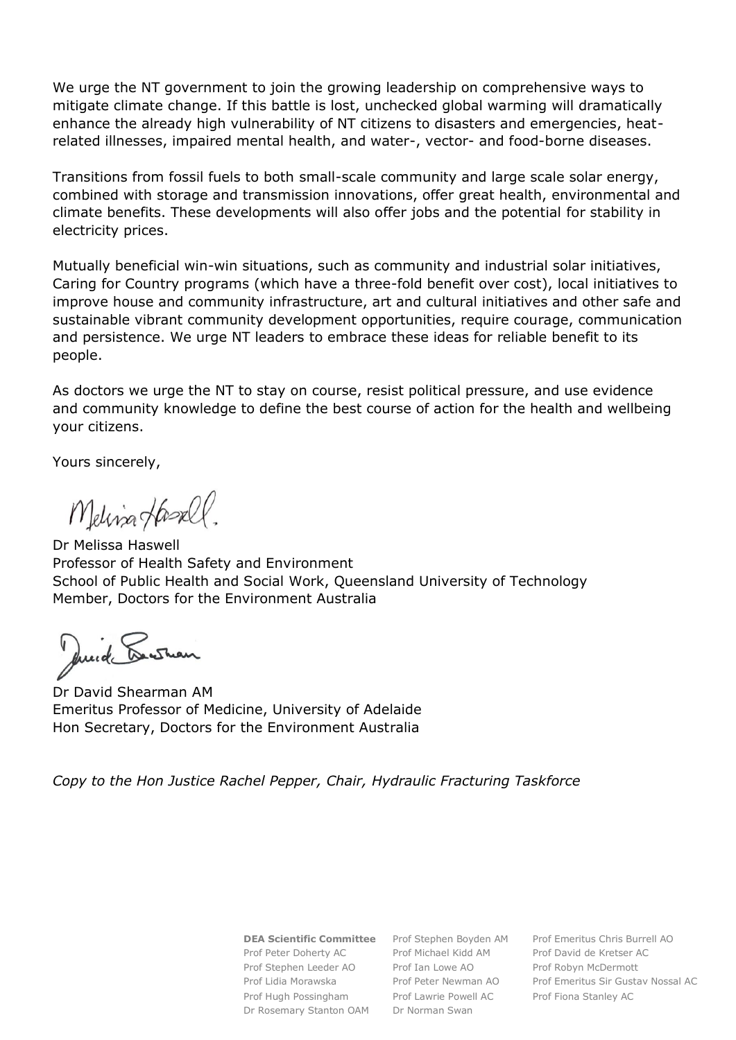We urge the NT government to join the growing leadership on comprehensive ways to mitigate climate change. If this battle is lost, unchecked global warming will dramatically enhance the already high vulnerability of NT citizens to disasters and emergencies, heat-related illnesses, impaired mental health, and water-, vector- and food-borne diseases.

Transitions from fossil fuels to both small-scale community and large scale solar energy, combined with storage and transmission innovations, offer great health, environmental and climate benefits. These developments will also offer jobs and the potential for stability in electricity prices.

Mutually beneficial win-win situations, such as community and industrial solar initiatives, Caring for Country programs (which have a three-fold benefit over cost), local initiatives to improve house and community infrastructure, art and cultural initiatives and other safe and sustainable vibrant community development opportunities, require courage, communication and persistence. We urge NT leaders to embrace these ideas for reliable benefit to its people.

As doctors we urge the NT to stay on course, resist political pressure, and use evidence and community knowledge to define the best course of action for the health and wellbeing your citizens.

Yours sincerely,

Dr Melissa Haswell
Professor of Health Safety and Environment
School of Public Health and Social Work, Queensland University of Technology
Member, Doctors for the Environment Australia

Dr David Shearman AM
Emeritus Professor of Medicine, University of Adelaide
Hon Secretary, Doctors for the Environment Australia

*Copy to the Hon Justice Rachel Pepper, Chair, Hydraulic Fracturing Taskforce*

**DEA Scientific Committee**
Prof Peter Doherty AC
Prof Stephen Leeder AO
Prof Lidia Morawska
Prof Hugh Possingham
Dr Rosemary Stanton OAM
Prof Stephen Boyden AM
Prof Michael Kidd AM
Prof Ian Lowe AO
Prof Peter Newman AO
Prof Lawrie Powell AC
Dr Norman Swan
Prof Emeritus Chris Burrell AO
Prof David de Kretser AC
Prof Robyn McDermott
Prof Emeritus Sir Gustav Nossal AC
Prof Fiona Stanley AC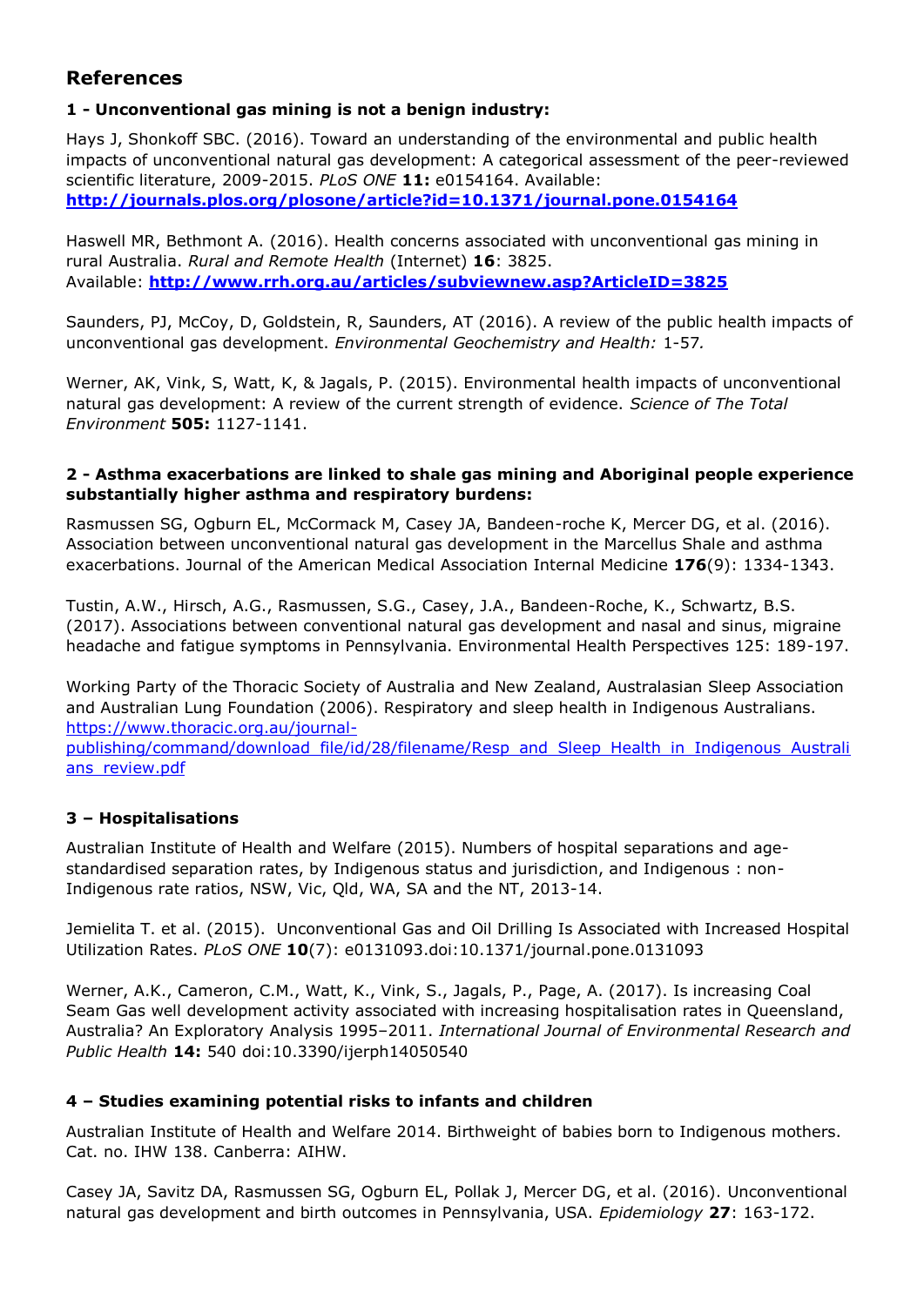# References

### 1 - Unconventional gas mining is not a benign industry:

Hays J, Shonkoff SBC. (2016). Toward an understanding of the environmental and public health impacts of unconventional natural gas development: A categorical assessment of the peer-reviewed scientific literature, 2009-2015. *PLoS ONE* **11:** e0154164. Available: **http://journals.plos.org/plosone/article?id=10.1371/journal.pone.0154164**

Haswell MR, Bethmont A. (2016). Health concerns associated with unconventional gas mining in rural Australia. *Rural and Remote Health* (Internet) **16**: 3825. Available: **http://www.rrh.org.au/articles/subviewnew.asp?ArticleID=3825**

Saunders, PJ, McCoy, D, Goldstein, R, Saunders, AT (2016). A review of the public health impacts of unconventional gas development. *Environmental Geochemistry and Health:* 1-57*.*

Werner, AK, Vink, S, Watt, K, & Jagals, P. (2015). Environmental health impacts of unconventional natural gas development: A review of the current strength of evidence. *Science of The Total Environment* **505:** 1127-1141.

### 2 - Asthma exacerbations are linked to shale gas mining and Aboriginal people experience substantially higher asthma and respiratory burdens:

Rasmussen SG, Ogburn EL, McCormack M, Casey JA, Bandeen-roche K, Mercer DG, et al. (2016). Association between unconventional natural gas development in the Marcellus Shale and asthma exacerbations. Journal of the American Medical Association Internal Medicine **176**(9): 1334-1343.

Tustin, A.W., Hirsch, A.G., Rasmussen, S.G., Casey, J.A., Bandeen-Roche, K., Schwartz, B.S. (2017). Associations between conventional natural gas development and nasal and sinus, migraine headache and fatigue symptoms in Pennsylvania. Environmental Health Perspectives 125: 189-197.

Working Party of the Thoracic Society of Australia and New Zealand, Australasian Sleep Association and Australian Lung Foundation (2006). Respiratory and sleep health in Indigenous Australians. https://www.thoracic.org.au/journal-publishing/command/download_file/id/28/filename/Resp_and_Sleep_Health_in_Indigenous_Australians_review.pdf

### 3 – Hospitalisations

Australian Institute of Health and Welfare (2015). Numbers of hospital separations and age-standardised separation rates, by Indigenous status and jurisdiction, and Indigenous : non-Indigenous rate ratios, NSW, Vic, Qld, WA, SA and the NT, 2013-14.

Jemielita T. et al. (2015). Unconventional Gas and Oil Drilling Is Associated with Increased Hospital Utilization Rates. *PLoS ONE* **10**(7): e0131093.doi:10.1371/journal.pone.0131093

Werner, A.K., Cameron, C.M., Watt, K., Vink, S., Jagals, P., Page, A. (2017). Is increasing Coal Seam Gas well development activity associated with increasing hospitalisation rates in Queensland, Australia? An Exploratory Analysis 1995–2011. *International Journal of Environmental Research and Public Health* **14:** 540 doi:10.3390/ijerph14050540

### 4 – Studies examining potential risks to infants and children

Australian Institute of Health and Welfare 2014. Birthweight of babies born to Indigenous mothers. Cat. no. IHW 138. Canberra: AIHW.

Casey JA, Savitz DA, Rasmussen SG, Ogburn EL, Pollak J, Mercer DG, et al. (2016). Unconventional natural gas development and birth outcomes in Pennsylvania, USA. *Epidemiology* **27**: 163-172.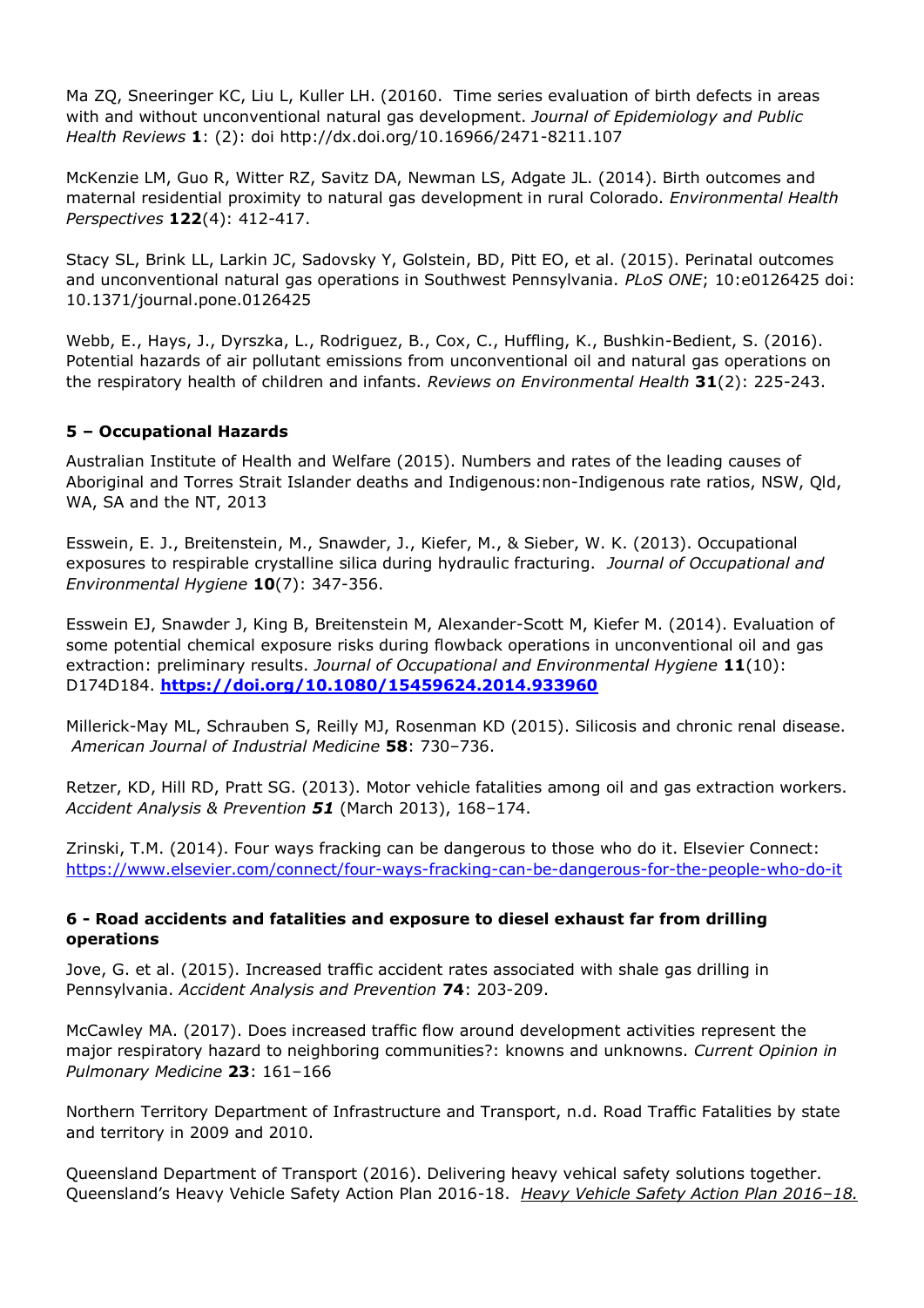Ma ZQ, Sneeringer KC, Liu L, Kuller LH. (20160. Time series evaluation of birth defects in areas with and without unconventional natural gas development. *Journal of Epidemiology and Public Health Reviews* **1**: (2): doi http://dx.doi.org/10.16966/2471-8211.107

McKenzie LM, Guo R, Witter RZ, Savitz DA, Newman LS, Adgate JL. (2014). Birth outcomes and maternal residential proximity to natural gas development in rural Colorado. *Environmental Health Perspectives* **122**(4): 412-417.

Stacy SL, Brink LL, Larkin JC, Sadovsky Y, Golstein, BD, Pitt EO, et al. (2015). Perinatal outcomes and unconventional natural gas operations in Southwest Pennsylvania. *PLoS ONE*; 10:e0126425 doi: 10.1371/journal.pone.0126425

Webb, E., Hays, J., Dyrszka, L., Rodriguez, B., Cox, C., Huffling, K., Bushkin-Bedient, S. (2016). Potential hazards of air pollutant emissions from unconventional oil and natural gas operations on the respiratory health of children and infants. *Reviews on Environmental Health* **31**(2): 225-243.

### 5 – Occupational Hazards

Australian Institute of Health and Welfare (2015). Numbers and rates of the leading causes of Aboriginal and Torres Strait Islander deaths and Indigenous:non-Indigenous rate ratios, NSW, Qld, WA, SA and the NT, 2013

Esswein, E. J., Breitenstein, M., Snawder, J., Kiefer, M., & Sieber, W. K. (2013). Occupational exposures to respirable crystalline silica during hydraulic fracturing. *Journal of Occupational and Environmental Hygiene* **10**(7): 347-356.

Esswein EJ, Snawder J, King B, Breitenstein M, Alexander-Scott M, Kiefer M. (2014). Evaluation of some potential chemical exposure risks during flowback operations in unconventional oil and gas extraction: preliminary results. *Journal of Occupational and Environmental Hygiene* **11**(10): D174D184. **https://doi.org/10.1080/15459624.2014.933960**

Millerick-May ML, Schrauben S, Reilly MJ, Rosenman KD (2015). Silicosis and chronic renal disease. *American Journal of Industrial Medicine* **58**: 730–736.

Retzer, KD, Hill RD, Pratt SG. (2013). Motor vehicle fatalities among oil and gas extraction workers. *Accident Analysis & Prevention* ***51*** (March 2013), 168–174.

Zrinski, T.M. (2014). Four ways fracking can be dangerous to those who do it. Elsevier Connect: https://www.elsevier.com/connect/four-ways-fracking-can-be-dangerous-for-the-people-who-do-it

### 6 - Road accidents and fatalities and exposure to diesel exhaust far from drilling operations

Jove, G. et al. (2015). Increased traffic accident rates associated with shale gas drilling in Pennsylvania. *Accident Analysis and Prevention* **74**: 203-209.

McCawley MA. (2017). Does increased traffic flow around development activities represent the major respiratory hazard to neighboring communities?: knowns and unknowns. *Current Opinion in Pulmonary Medicine* **23**: 161–166

Northern Territory Department of Infrastructure and Transport, n.d. Road Traffic Fatalities by state and territory in 2009 and 2010.

Queensland Department of Transport (2016). Delivering heavy vehical safety solutions together. Queensland's Heavy Vehicle Safety Action Plan 2016-18. *Heavy Vehicle Safety Action Plan 2016–18.*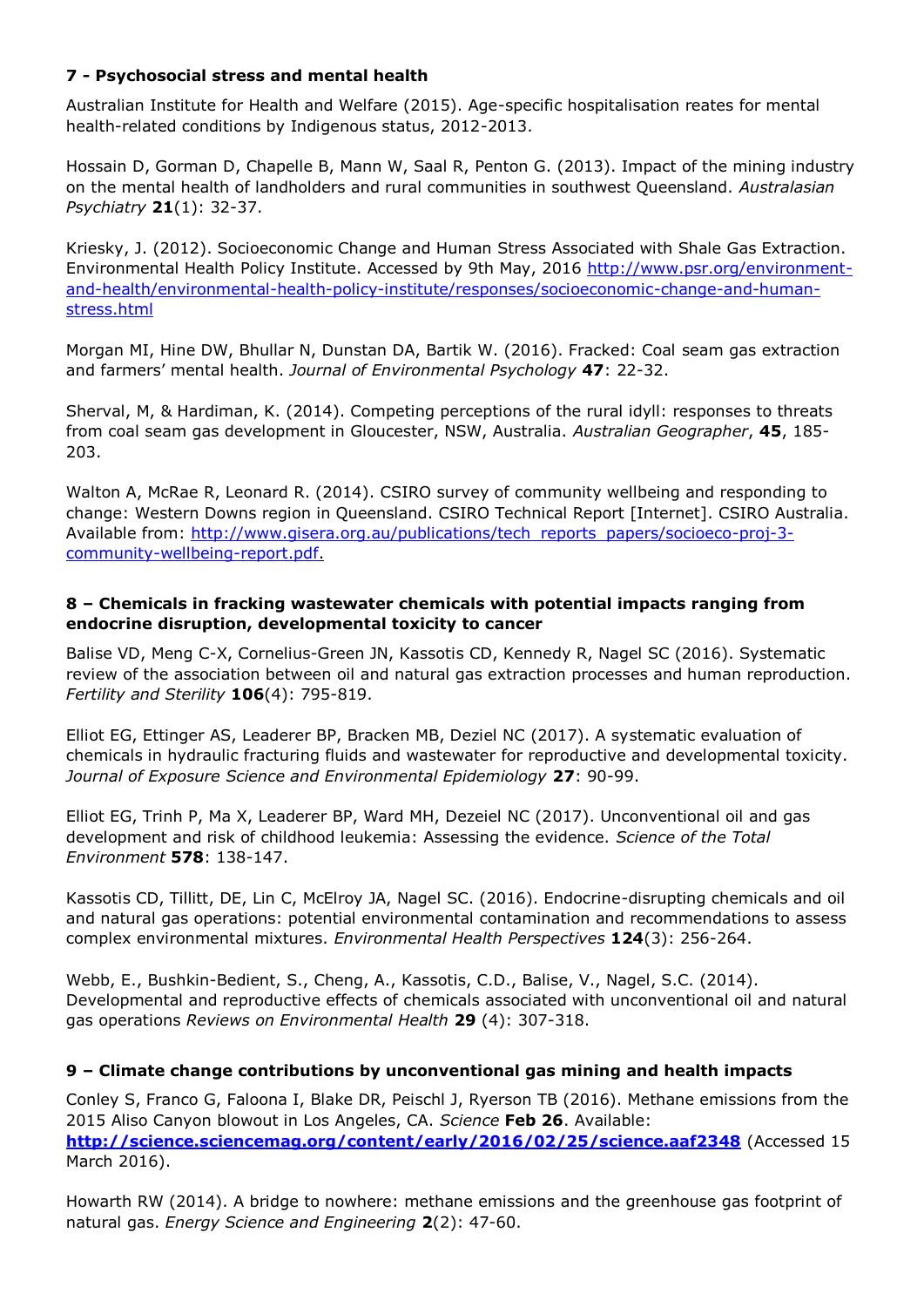**7 - Psychosocial stress and mental health**

Australian Institute for Health and Welfare (2015). Age-specific hospitalisation reates for mental health-related conditions by Indigenous status, 2012-2013.

Hossain D, Gorman D, Chapelle B, Mann W, Saal R, Penton G. (2013). Impact of the mining industry on the mental health of landholders and rural communities in southwest Queensland. *Australasian Psychiatry* **21**(1): 32-37.

Kriesky, J. (2012). Socioeconomic Change and Human Stress Associated with Shale Gas Extraction. Environmental Health Policy Institute. Accessed by 9th May, 2016 http://www.psr.org/environment-and-health/environmental-health-policy-institute/responses/socioeconomic-change-and-human-stress.html

Morgan MI, Hine DW, Bhullar N, Dunstan DA, Bartik W. (2016). Fracked: Coal seam gas extraction and farmers' mental health. *Journal of Environmental Psychology* **47**: 22-32.

Sherval, M, & Hardiman, K. (2014). Competing perceptions of the rural idyll: responses to threats from coal seam gas development in Gloucester, NSW, Australia. *Australian Geographer*, **45**, 185-203.

Walton A, McRae R, Leonard R. (2014). CSIRO survey of community wellbeing and responding to change: Western Downs region in Queensland. CSIRO Technical Report [Internet]. CSIRO Australia. Available from: http://www.gisera.org.au/publications/tech_reports_papers/socioeco-proj-3-community-wellbeing-report.pdf.

**8 – Chemicals in fracking wastewater chemicals with potential impacts ranging from endocrine disruption, developmental toxicity to cancer**

Balise VD, Meng C-X, Cornelius-Green JN, Kassotis CD, Kennedy R, Nagel SC (2016). Systematic review of the association between oil and natural gas extraction processes and human reproduction. *Fertility and Sterility* **106**(4): 795-819.

Elliot EG, Ettinger AS, Leaderer BP, Bracken MB, Deziel NC (2017). A systematic evaluation of chemicals in hydraulic fracturing fluids and wastewater for reproductive and developmental toxicity. *Journal of Exposure Science and Environmental Epidemiology* **27**: 90-99.

Elliot EG, Trinh P, Ma X, Leaderer BP, Ward MH, Dezeiel NC (2017). Unconventional oil and gas development and risk of childhood leukemia: Assessing the evidence. *Science of the Total Environment* **578**: 138-147.

Kassotis CD, Tillitt, DE, Lin C, McElroy JA, Nagel SC. (2016). Endocrine-disrupting chemicals and oil and natural gas operations: potential environmental contamination and recommendations to assess complex environmental mixtures. *Environmental Health Perspectives* **124**(3): 256-264.

Webb, E., Bushkin-Bedient, S., Cheng, A., Kassotis, C.D., Balise, V., Nagel, S.C. (2014). Developmental and reproductive effects of chemicals associated with unconventional oil and natural gas operations *Reviews on Environmental Health* **29** (4): 307-318.

**9 – Climate change contributions by unconventional gas mining and health impacts**

Conley S, Franco G, Faloona I, Blake DR, Peischl J, Ryerson TB (2016). Methane emissions from the 2015 Aliso Canyon blowout in Los Angeles, CA. *Science* **Feb 26**. Available: **http://science.sciencemag.org/content/early/2016/02/25/science.aaf2348** (Accessed 15 March 2016).

Howarth RW (2014). A bridge to nowhere: methane emissions and the greenhouse gas footprint of natural gas. *Energy Science and Engineering* **2**(2): 47-60.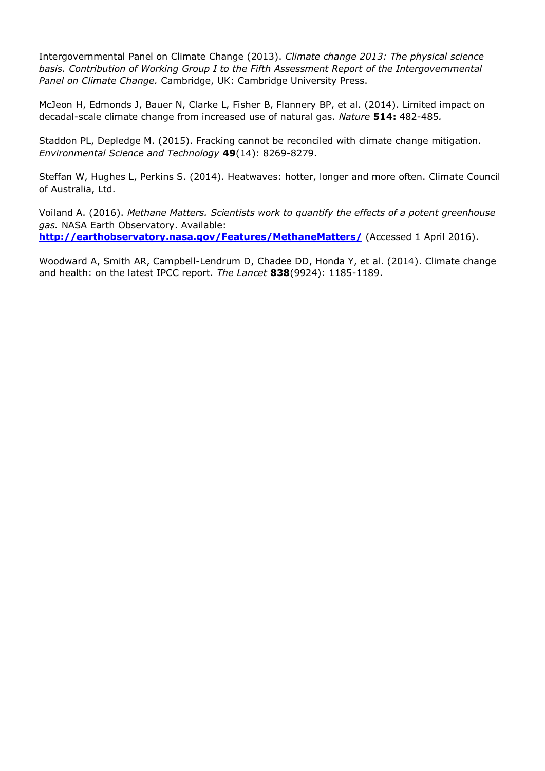Intergovernmental Panel on Climate Change (2013). *Climate change 2013: The physical science basis. Contribution of Working Group I to the Fifth Assessment Report of the Intergovernmental Panel on Climate Change.* Cambridge, UK: Cambridge University Press.

McJeon H, Edmonds J, Bauer N, Clarke L, Fisher B, Flannery BP, et al. (2014). Limited impact on decadal-scale climate change from increased use of natural gas. *Nature* **514:** 482-485.

Staddon PL, Depledge M. (2015). Fracking cannot be reconciled with climate change mitigation. *Environmental Science and Technology* **49**(14): 8269-8279.

Steffan W, Hughes L, Perkins S. (2014). Heatwaves: hotter, longer and more often. Climate Council of Australia, Ltd.

Voiland A. (2016). *Methane Matters. Scientists work to quantify the effects of a potent greenhouse gas.* NASA Earth Observatory. Available: **http://earthobservatory.nasa.gov/Features/MethaneMatters/** (Accessed 1 April 2016).

Woodward A, Smith AR, Campbell-Lendrum D, Chadee DD, Honda Y, et al. (2014). Climate change and health: on the latest IPCC report. *The Lancet* **838**(9924): 1185-1189.